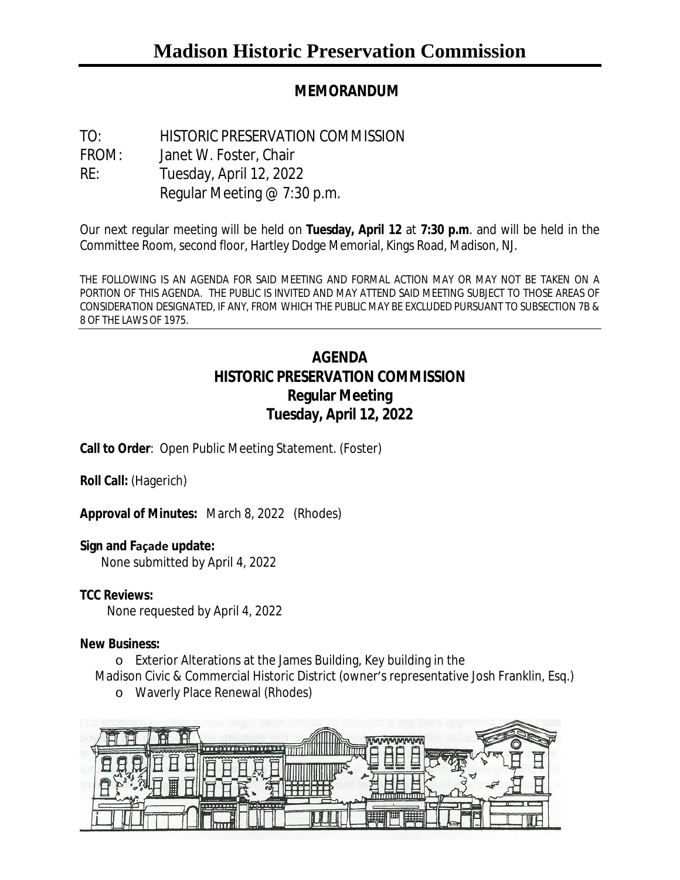# Madison Historic Preservation Commission

**MEMORANDUM**

TO: HISTORIC PRESERVATION COMMISSION
FROM: Janet W. Foster, Chair
RE: Tuesday, April 12, 2022
Regular Meeting @ 7:30 p.m.

Our next regular meeting will be held on **Tuesday, April 12** at **7:30 p.m**. and will be held in the Committee Room, second floor, Hartley Dodge Memorial, Kings Road, Madison, NJ.

THE FOLLOWING IS AN AGENDA FOR SAID MEETING AND FORMAL ACTION MAY OR MAY NOT BE TAKEN ON A PORTION OF THIS AGENDA. THE PUBLIC IS INVITED AND MAY ATTEND SAID MEETING SUBJECT TO THOSE AREAS OF CONSIDERATION DESIGNATED, IF ANY, FROM WHICH THE PUBLIC MAY BE EXCLUDED PURSUANT TO SUBSECTION 7B & 8 OF THE LAWS OF 1975.

## AGENDA
## HISTORIC PRESERVATION COMMISSION
## Regular Meeting
## Tuesday, April 12, 2022

**Call to Order**: Open Public Meeting Statement. (Foster)

**Roll Call:** (Hagerich)

**Approval of Minutes:** March 8, 2022 (Rhodes)

**Sign and Façade update:**
None submitted by April 4, 2022

**TCC Reviews:**
None requested by April 4, 2022

**New Business:**

- Exterior Alterations at the James Building, Key building in the Madison Civic & Commercial Historic District (owner's representative Josh Franklin, Esq.)
- Waverly Place Renewal (Rhodes)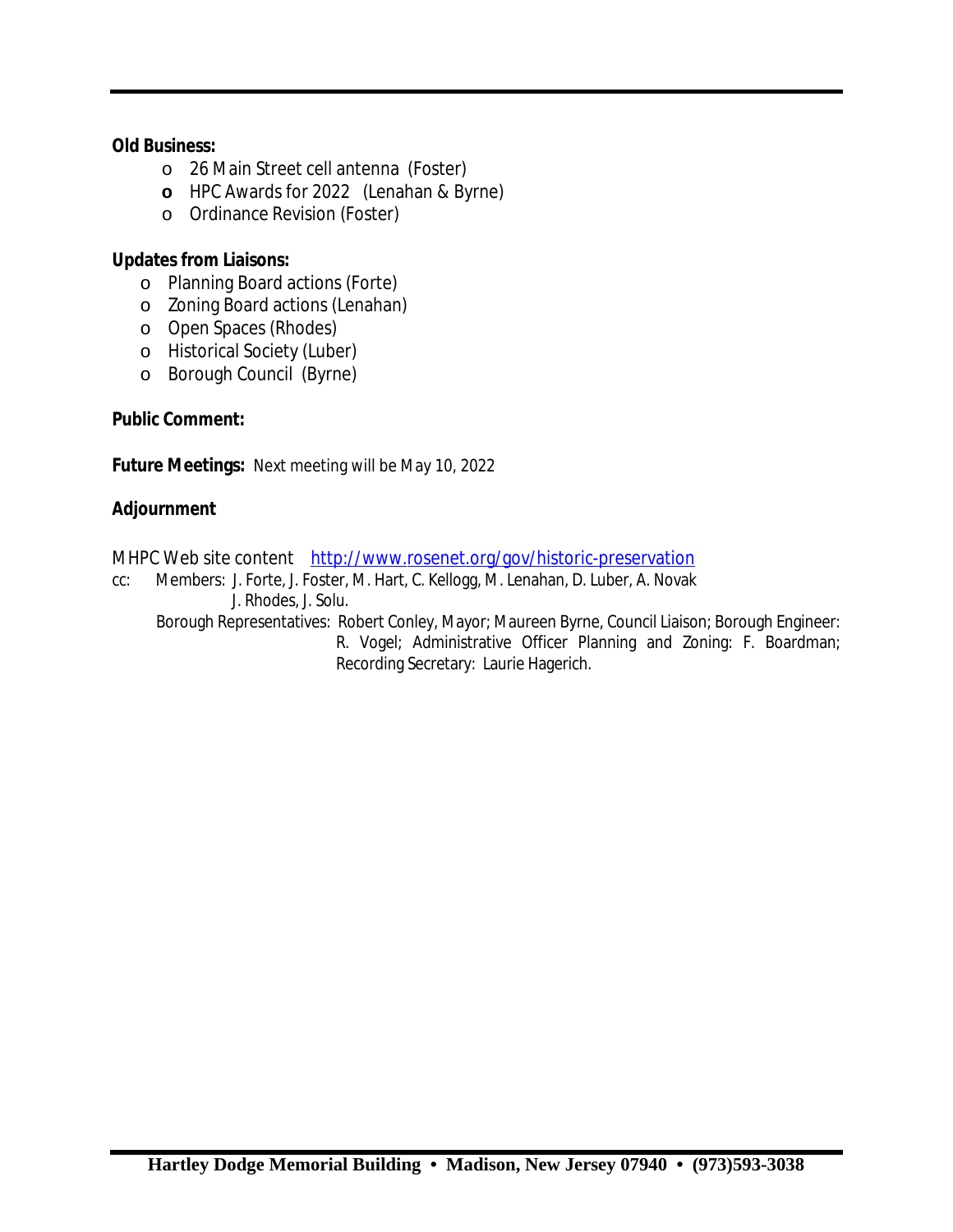**Old Business:**

- 26 Main Street cell antenna (Foster)
- HPC Awards for 2022 (Lenahan & Byrne)
- Ordinance Revision (Foster)

**Updates from Liaisons:**

- Planning Board actions (Forte)
- Zoning Board actions (Lenahan)
- Open Spaces (Rhodes)
- Historical Society (Luber)
- Borough Council (Byrne)

**Public Comment:**

**Future Meetings:** Next meeting will be May 10, 2022

**Adjournment**

MHPC Web site content http://www.rosenet.org/gov/historic-preservation

cc: Members: J. Forte, J. Foster, M. Hart, C. Kellogg, M. Lenahan, D. Luber, A. Novak J. Rhodes, J. Solu.

Borough Representatives: Robert Conley, Mayor; Maureen Byrne, Council Liaison; Borough Engineer: R. Vogel; Administrative Officer Planning and Zoning: F. Boardman; Recording Secretary: Laurie Hagerich.

**Hartley Dodge Memorial Building • Madison, New Jersey 07940 • (973)593-3038**